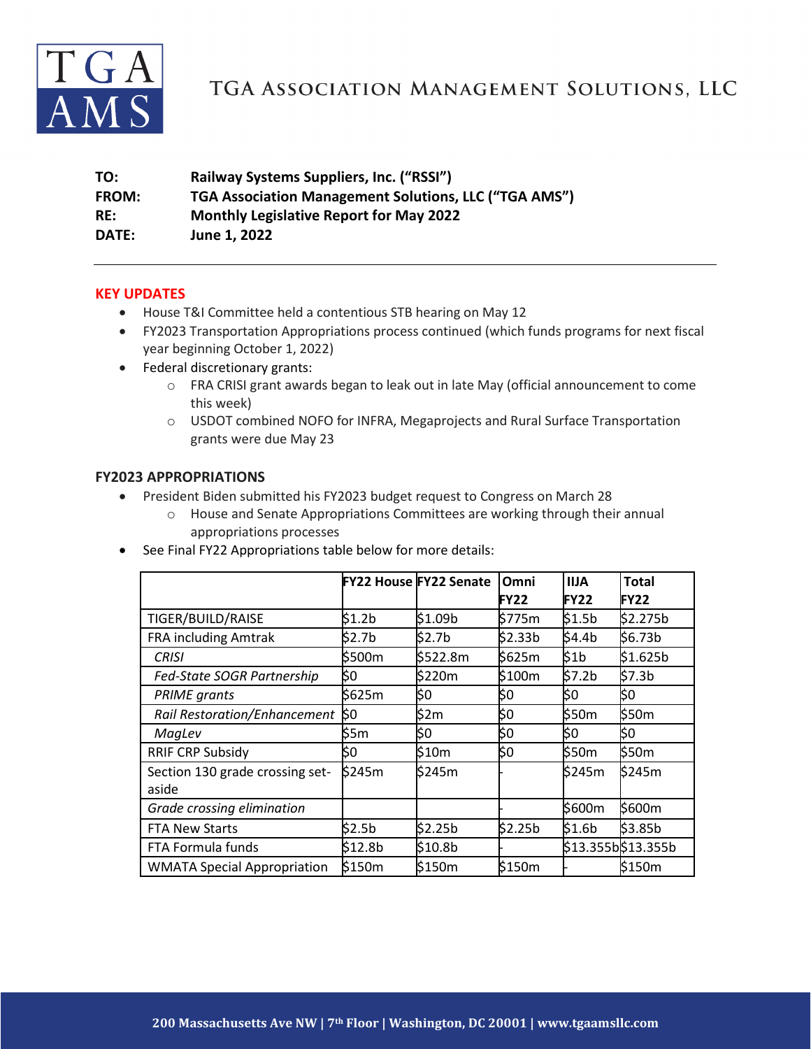# TGA Association Management Solutions, LLC

**TO:** Railway Systems Suppliers, Inc. ("RSSI")
**FROM:** TGA Association Management Solutions, LLC ("TGA AMS")
**RE:** Monthly Legislative Report for May 2022
**DATE:** June 1, 2022

---

## KEY UPDATES

- House T&I Committee held a contentious STB hearing on May 12
- FY2023 Transportation Appropriations process continued (which funds programs for next fiscal year beginning October 1, 2022)
- Federal discretionary grants:
  - FRA CRISI grant awards began to leak out in late May (official announcement to come this week)
  - USDOT combined NOFO for INFRA, Megaprojects and Rural Surface Transportation grants were due May 23

## FY2023 APPROPRIATIONS

- President Biden submitted his FY2023 budget request to Congress on March 28
  - House and Senate Appropriations Committees are working through their annual appropriations processes
- See Final FY22 Appropriations table below for more details:

| | FY22 House | FY22 Senate | Omni FY22 | IIJA FY22 | Total FY22 |
|---|---|---|---|---|---|
| TIGER/BUILD/RAISE | $1.2b | $1.09b | $775m | $1.5b | $2.275b |
| FRA including Amtrak | $2.7b | $2.7b | $2.33b | $4.4b | $6.73b |
| *CRISI* | $500m | $522.8m | $625m | $1b | $1.625b |
| *Fed-State SOGR Partnership* | $0 | $220m | $100m | $7.2b | $7.3b |
| *PRIME grants* | $625m | $0 | $0 | $0 | $0 |
| *Rail Restoration/Enhancement* | $0 | $2m | $0 | $50m | $50m |
| *MagLev* | $5m | $0 | $0 | $0 | $0 |
| RRIF CRP Subsidy | $0 | $10m | $0 | $50m | $50m |
| Section 130 grade crossing set-aside | $245m | $245m | - | $245m | $245m |
| *Grade crossing elimination* | | | - | $600m | $600m |
| FTA New Starts | $2.5b | $2.25b | $2.25b | $1.6b | $3.85b |
| FTA Formula funds | $12.8b | $10.8b | - | $13.355b | $13.355b |
| WMATA Special Appropriation | $150m | $150m | $150m | - | $150m |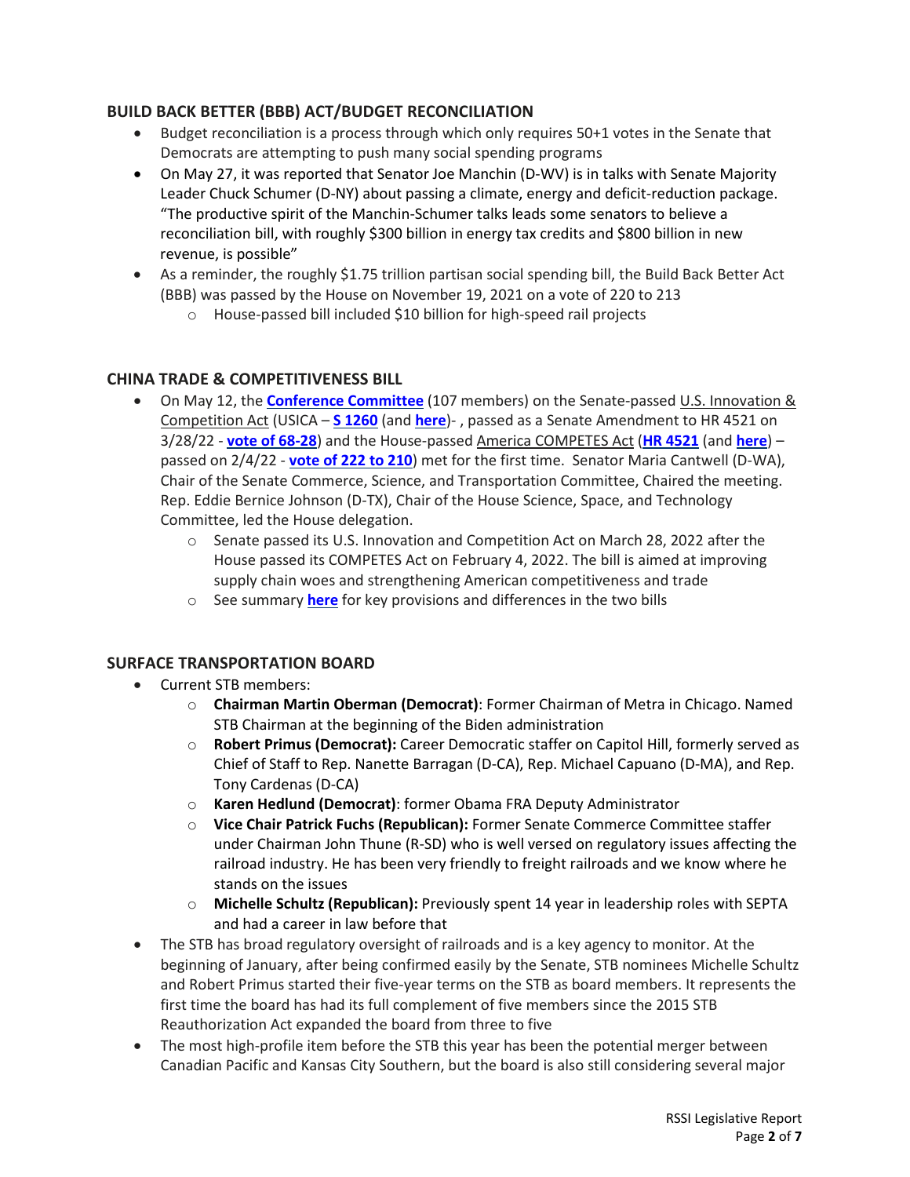## BUILD BACK BETTER (BBB) ACT/BUDGET RECONCILIATION

- Budget reconciliation is a process through which only requires 50+1 votes in the Senate that Democrats are attempting to push many social spending programs
- On May 27, it was reported that Senator Joe Manchin (D-WV) is in talks with Senate Majority Leader Chuck Schumer (D-NY) about passing a climate, energy and deficit-reduction package. "The productive spirit of the Manchin-Schumer talks leads some senators to believe a reconciliation bill, with roughly $300 billion in energy tax credits and $800 billion in new revenue, is possible"
- As a reminder, the roughly $1.75 trillion partisan social spending bill, the Build Back Better Act (BBB) was passed by the House on November 19, 2021 on a vote of 220 to 213
  - House-passed bill included $10 billion for high-speed rail projects

## CHINA TRADE & COMPETITIVENESS BILL

- On May 12, the **Conference Committee** (107 members) on the Senate-passed U.S. Innovation & Competition Act (USICA – **S 1260** (and **here**)- , passed as a Senate Amendment to HR 4521 on 3/28/22 - **vote of 68-28**) and the House-passed America COMPETES Act (**HR 4521** (and **here**) – passed on 2/4/22 - **vote of 222 to 210**) met for the first time. Senator Maria Cantwell (D-WA), Chair of the Senate Commerce, Science, and Transportation Committee, Chaired the meeting. Rep. Eddie Bernice Johnson (D-TX), Chair of the House Science, Space, and Technology Committee, led the House delegation.
  - Senate passed its U.S. Innovation and Competition Act on March 28, 2022 after the House passed its COMPETES Act on February 4, 2022. The bill is aimed at improving supply chain woes and strengthening American competitiveness and trade
  - See summary **here** for key provisions and differences in the two bills

## SURFACE TRANSPORTATION BOARD

- Current STB members:
  - **Chairman Martin Oberman (Democrat)**: Former Chairman of Metra in Chicago. Named STB Chairman at the beginning of the Biden administration
  - **Robert Primus (Democrat):** Career Democratic staffer on Capitol Hill, formerly served as Chief of Staff to Rep. Nanette Barragan (D-CA), Rep. Michael Capuano (D-MA), and Rep. Tony Cardenas (D-CA)
  - **Karen Hedlund (Democrat)**: former Obama FRA Deputy Administrator
  - **Vice Chair Patrick Fuchs (Republican):** Former Senate Commerce Committee staffer under Chairman John Thune (R-SD) who is well versed on regulatory issues affecting the railroad industry. He has been very friendly to freight railroads and we know where he stands on the issues
  - **Michelle Schultz (Republican):** Previously spent 14 year in leadership roles with SEPTA and had a career in law before that
- The STB has broad regulatory oversight of railroads and is a key agency to monitor. At the beginning of January, after being confirmed easily by the Senate, STB nominees Michelle Schultz and Robert Primus started their five-year terms on the STB as board members. It represents the first time the board has had its full complement of five members since the 2015 STB Reauthorization Act expanded the board from three to five
- The most high-profile item before the STB this year has been the potential merger between Canadian Pacific and Kansas City Southern, but the board is also still considering several major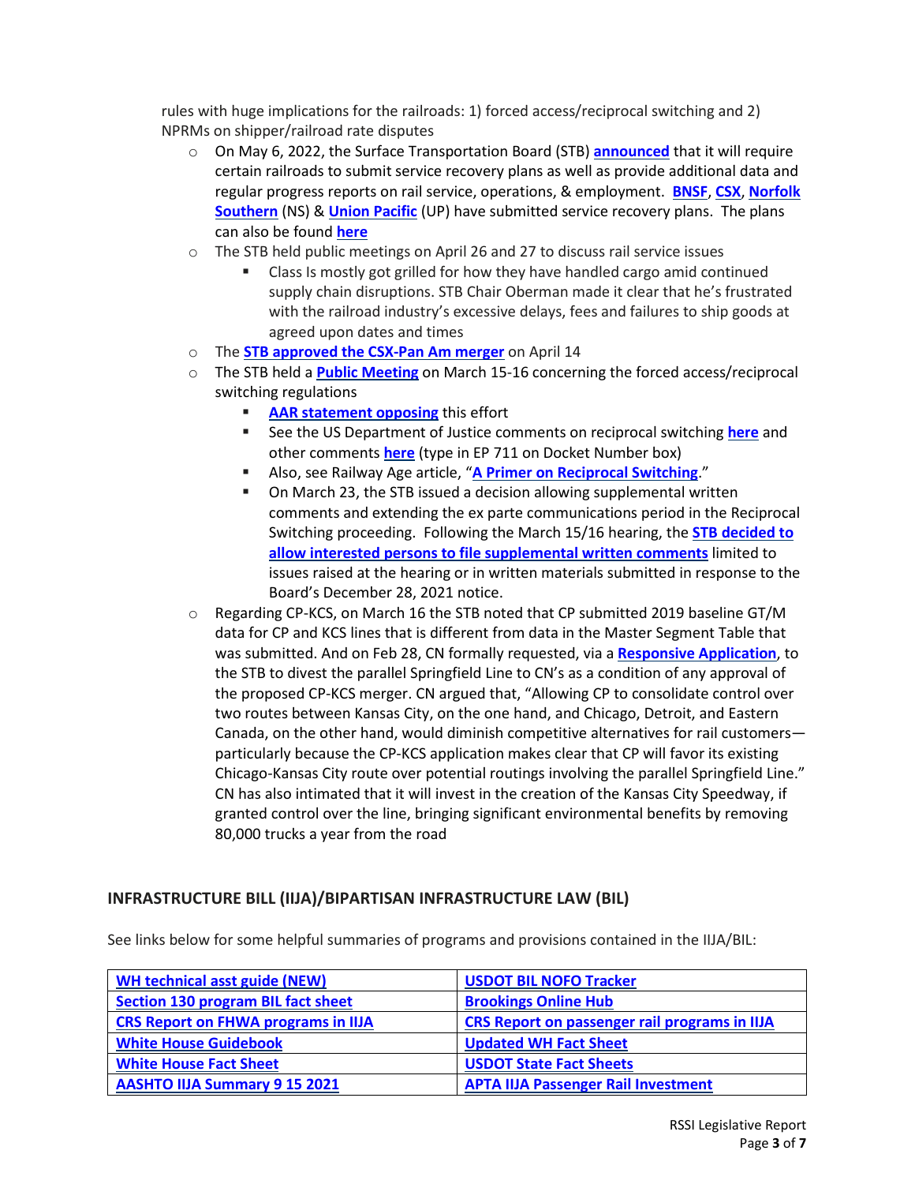rules with huge implications for the railroads: 1) forced access/reciprocal switching and 2) NPRMs on shipper/railroad rate disputes

- On May 6, 2022, the Surface Transportation Board (STB) **announced** that it will require certain railroads to submit service recovery plans as well as provide additional data and regular progress reports on rail service, operations, & employment. **BNSF**, **CSX**, **Norfolk Southern** (NS) & **Union Pacific** (UP) have submitted service recovery plans. The plans can also be found **here**
- The STB held public meetings on April 26 and 27 to discuss rail service issues
  - Class Is mostly got grilled for how they have handled cargo amid continued supply chain disruptions. STB Chair Oberman made it clear that he's frustrated with the railroad industry's excessive delays, fees and failures to ship goods at agreed upon dates and times
- The **STB approved the CSX-Pan Am merger** on April 14
- The STB held a **Public Meeting** on March 15-16 concerning the forced access/reciprocal switching regulations
  - **AAR statement opposing** this effort
  - See the US Department of Justice comments on reciprocal switching **here** and other comments **here** (type in EP 711 on Docket Number box)
  - Also, see Railway Age article, "**A Primer on Reciprocal Switching**."
  - On March 23, the STB issued a decision allowing supplemental written comments and extending the ex parte communications period in the Reciprocal Switching proceeding. Following the March 15/16 hearing, the **STB decided to allow interested persons to file supplemental written comments** limited to issues raised at the hearing or in written materials submitted in response to the Board's December 28, 2021 notice.
- Regarding CP-KCS, on March 16 the STB noted that CP submitted 2019 baseline GT/M data for CP and KCS lines that is different from data in the Master Segment Table that was submitted. And on Feb 28, CN formally requested, via a **Responsive Application**, to the STB to divest the parallel Springfield Line to CN's as a condition of any approval of the proposed CP-KCS merger. CN argued that, "Allowing CP to consolidate control over two routes between Kansas City, on the one hand, and Chicago, Detroit, and Eastern Canada, on the other hand, would diminish competitive alternatives for rail customers—particularly because the CP-KCS application makes clear that CP will favor its existing Chicago-Kansas City route over potential routings involving the parallel Springfield Line." CN has also intimated that it will invest in the creation of the Kansas City Speedway, if granted control over the line, bringing significant environmental benefits by removing 80,000 trucks a year from the road

## INFRASTRUCTURE BILL (IIJA)/BIPARTISAN INFRASTRUCTURE LAW (BIL)

See links below for some helpful summaries of programs and provisions contained in the IIJA/BIL:

| | |
|---|---|
| **WH technical asst guide (NEW)** | **USDOT BIL NOFO Tracker** |
| **Section 130 program BIL fact sheet** | **Brookings Online Hub** |
| **CRS Report on FHWA programs in IIJA** | **CRS Report on passenger rail programs in IIJA** |
| **White House Guidebook** | **Updated WH Fact Sheet** |
| **White House Fact Sheet** | **USDOT State Fact Sheets** |
| **AASHTO IIJA Summary 9 15 2021** | **APTA IIJA Passenger Rail Investment** |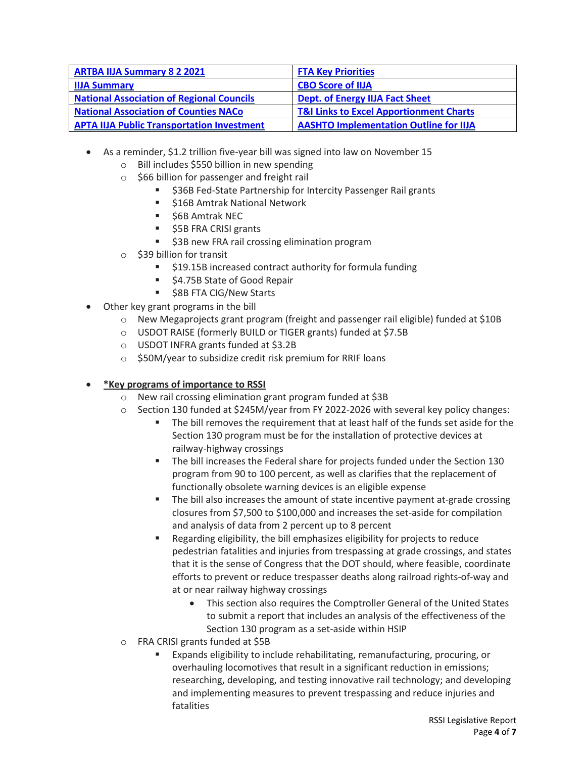| ARTBA IIJA Summary 8 2 2021 | FTA Key Priorities |
| --- | --- |
| IIJA Summary | CBO Score of IIJA |
| National Association of Regional Councils | Dept. of Energy IIJA Fact Sheet |
| National Association of Counties NACo | T&I Links to Excel Apportionment Charts |
| APTA IIJA Public Transportation Investment | AASHTO Implementation Outline for IIJA |

- As a reminder, $1.2 trillion five-year bill was signed into law on November 15
  - Bill includes $550 billion in new spending
  - $66 billion for passenger and freight rail
    - $36B Fed-State Partnership for Intercity Passenger Rail grants
    - $16B Amtrak National Network
    - $6B Amtrak NEC
    - $5B FRA CRISI grants
    - $3B new FRA rail crossing elimination program
  - $39 billion for transit
    - $19.15B increased contract authority for formula funding
    - $4.75B State of Good Repair
    - $8B FTA CIG/New Starts
- Other key grant programs in the bill
  - New Megaprojects grant program (freight and passenger rail eligible) funded at $10B
  - USDOT RAISE (formerly BUILD or TIGER grants) funded at $7.5B
  - USDOT INFRA grants funded at $3.2B
  - $50M/year to subsidize credit risk premium for RRIF loans

- ***Key programs of importance to RSSI**
  - New rail crossing elimination grant program funded at $3B
  - Section 130 funded at $245M/year from FY 2022-2026 with several key policy changes:
    - The bill removes the requirement that at least half of the funds set aside for the Section 130 program must be for the installation of protective devices at railway-highway crossings
    - The bill increases the Federal share for projects funded under the Section 130 program from 90 to 100 percent, as well as clarifies that the replacement of functionally obsolete warning devices is an eligible expense
    - The bill also increases the amount of state incentive payment at-grade crossing closures from $7,500 to $100,000 and increases the set-aside for compilation and analysis of data from 2 percent up to 8 percent
    - Regarding eligibility, the bill emphasizes eligibility for projects to reduce pedestrian fatalities and injuries from trespassing at grade crossings, and states that it is the sense of Congress that the DOT should, where feasible, coordinate efforts to prevent or reduce trespasser deaths along railroad rights-of-way and at or near railway highway crossings
      - This section also requires the Comptroller General of the United States to submit a report that includes an analysis of the effectiveness of the Section 130 program as a set-aside within HSIP
  - FRA CRISI grants funded at $5B
    - Expands eligibility to include rehabilitating, remanufacturing, procuring, or overhauling locomotives that result in a significant reduction in emissions; researching, developing, and testing innovative rail technology; and developing and implementing measures to prevent trespassing and reduce injuries and fatalities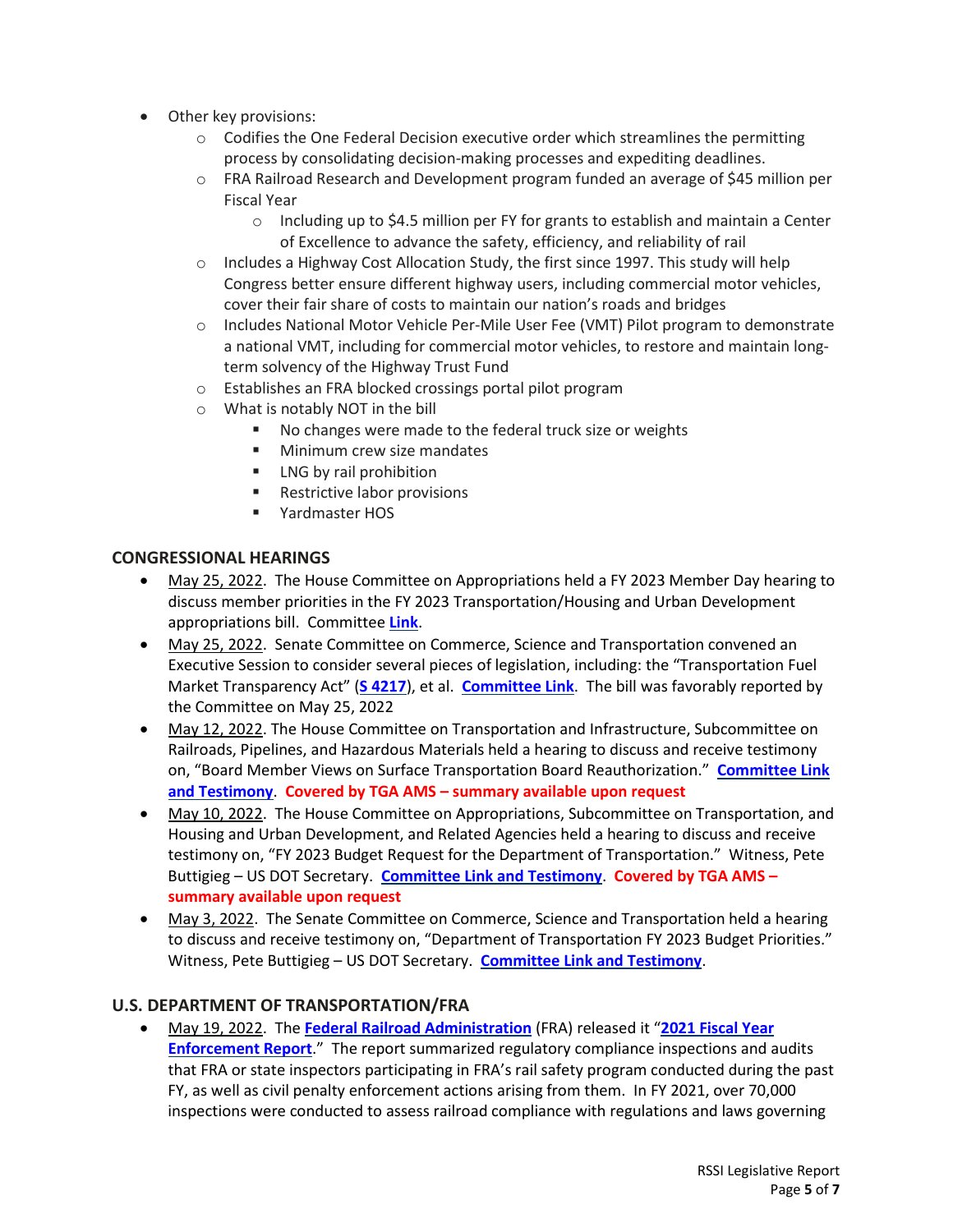- Other key provisions:
  - Codifies the One Federal Decision executive order which streamlines the permitting process by consolidating decision-making processes and expediting deadlines.
  - FRA Railroad Research and Development program funded an average of $45 million per Fiscal Year
    - Including up to $4.5 million per FY for grants to establish and maintain a Center of Excellence to advance the safety, efficiency, and reliability of rail
  - Includes a Highway Cost Allocation Study, the first since 1997. This study will help Congress better ensure different highway users, including commercial motor vehicles, cover their fair share of costs to maintain our nation's roads and bridges
  - Includes National Motor Vehicle Per-Mile User Fee (VMT) Pilot program to demonstrate a national VMT, including for commercial motor vehicles, to restore and maintain long-term solvency of the Highway Trust Fund
  - Establishes an FRA blocked crossings portal pilot program
  - What is notably NOT in the bill
    - No changes were made to the federal truck size or weights
    - Minimum crew size mandates
    - LNG by rail prohibition
    - Restrictive labor provisions
    - Yardmaster HOS

## CONGRESSIONAL HEARINGS

- May 25, 2022. The House Committee on Appropriations held a FY 2023 Member Day hearing to discuss member priorities in the FY 2023 Transportation/Housing and Urban Development appropriations bill. Committee **Link**.
- May 25, 2022. Senate Committee on Commerce, Science and Transportation convened an Executive Session to consider several pieces of legislation, including: the "Transportation Fuel Market Transparency Act" (**S 4217**), et al. **Committee Link**. The bill was favorably reported by the Committee on May 25, 2022
- May 12, 2022. The House Committee on Transportation and Infrastructure, Subcommittee on Railroads, Pipelines, and Hazardous Materials held a hearing to discuss and receive testimony on, "Board Member Views on Surface Transportation Board Reauthorization." **Committee Link and Testimony**. **Covered by TGA AMS – summary available upon request**
- May 10, 2022. The House Committee on Appropriations, Subcommittee on Transportation, and Housing and Urban Development, and Related Agencies held a hearing to discuss and receive testimony on, "FY 2023 Budget Request for the Department of Transportation." Witness, Pete Buttigieg – US DOT Secretary. **Committee Link and Testimony**. **Covered by TGA AMS – summary available upon request**
- May 3, 2022. The Senate Committee on Commerce, Science and Transportation held a hearing to discuss and receive testimony on, "Department of Transportation FY 2023 Budget Priorities." Witness, Pete Buttigieg – US DOT Secretary. **Committee Link and Testimony**.

## U.S. DEPARTMENT OF TRANSPORTATION/FRA

- May 19, 2022. The **Federal Railroad Administration** (FRA) released it "**2021 Fiscal Year Enforcement Report**." The report summarized regulatory compliance inspections and audits that FRA or state inspectors participating in FRA's rail safety program conducted during the past FY, as well as civil penalty enforcement actions arising from them. In FY 2021, over 70,000 inspections were conducted to assess railroad compliance with regulations and laws governing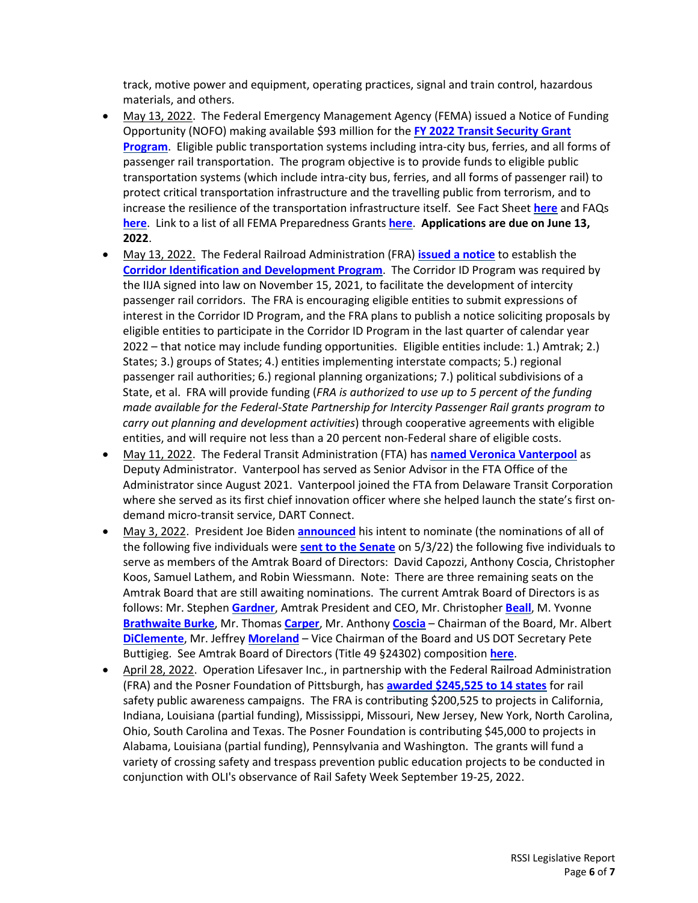track, motive power and equipment, operating practices, signal and train control, hazardous materials, and others.

- May 13, 2022. The Federal Emergency Management Agency (FEMA) issued a Notice of Funding Opportunity (NOFO) making available $93 million for the **FY 2022 Transit Security Grant Program**. Eligible public transportation systems including intra-city bus, ferries, and all forms of passenger rail transportation. The program objective is to provide funds to eligible public transportation systems (which include intra-city bus, ferries, and all forms of passenger rail) to protect critical transportation infrastructure and the travelling public from terrorism, and to increase the resilience of the transportation infrastructure itself. See Fact Sheet **here** and FAQs **here**. Link to a list of all FEMA Preparedness Grants **here**. **Applications are due on June 13, 2022**.
- May 13, 2022. The Federal Railroad Administration (FRA) **issued a notice** to establish the **Corridor Identification and Development Program**. The Corridor ID Program was required by the IIJA signed into law on November 15, 2021, to facilitate the development of intercity passenger rail corridors. The FRA is encouraging eligible entities to submit expressions of interest in the Corridor ID Program, and the FRA plans to publish a notice soliciting proposals by eligible entities to participate in the Corridor ID Program in the last quarter of calendar year 2022 – that notice may include funding opportunities. Eligible entities include: 1.) Amtrak; 2.) States; 3.) groups of States; 4.) entities implementing interstate compacts; 5.) regional passenger rail authorities; 6.) regional planning organizations; 7.) political subdivisions of a State, et al. FRA will provide funding (*FRA is authorized to use up to 5 percent of the funding made available for the Federal-State Partnership for Intercity Passenger Rail grants program to carry out planning and development activities*) through cooperative agreements with eligible entities, and will require not less than a 20 percent non-Federal share of eligible costs.
- May 11, 2022. The Federal Transit Administration (FTA) has **named Veronica Vanterpool** as Deputy Administrator. Vanterpool has served as Senior Advisor in the FTA Office of the Administrator since August 2021. Vanterpool joined the FTA from Delaware Transit Corporation where she served as its first chief innovation officer where she helped launch the state's first on-demand micro-transit service, DART Connect.
- May 3, 2022. President Joe Biden **announced** his intent to nominate (the nominations of all of the following five individuals were **sent to the Senate** on 5/3/22) the following five individuals to serve as members of the Amtrak Board of Directors: David Capozzi, Anthony Coscia, Christopher Koos, Samuel Lathem, and Robin Wiessmann. Note: There are three remaining seats on the Amtrak Board that are still awaiting nominations. The current Amtrak Board of Directors is as follows: Mr. Stephen **Gardner**, Amtrak President and CEO, Mr. Christopher **Beall**, M. Yvonne **Brathwaite Burke**, Mr. Thomas **Carper**, Mr. Anthony **Coscia** – Chairman of the Board, Mr. Albert **DiClemente**, Mr. Jeffrey **Moreland** – Vice Chairman of the Board and US DOT Secretary Pete Buttigieg. See Amtrak Board of Directors (Title 49 §24302) composition **here**.
- April 28, 2022. Operation Lifesaver Inc., in partnership with the Federal Railroad Administration (FRA) and the Posner Foundation of Pittsburgh, has **awarded $245,525 to 14 states** for rail safety public awareness campaigns. The FRA is contributing $200,525 to projects in California, Indiana, Louisiana (partial funding), Mississippi, Missouri, New Jersey, New York, North Carolina, Ohio, South Carolina and Texas. The Posner Foundation is contributing $45,000 to projects in Alabama, Louisiana (partial funding), Pennsylvania and Washington. The grants will fund a variety of crossing safety and trespass prevention public education projects to be conducted in conjunction with OLI's observance of Rail Safety Week September 19-25, 2022.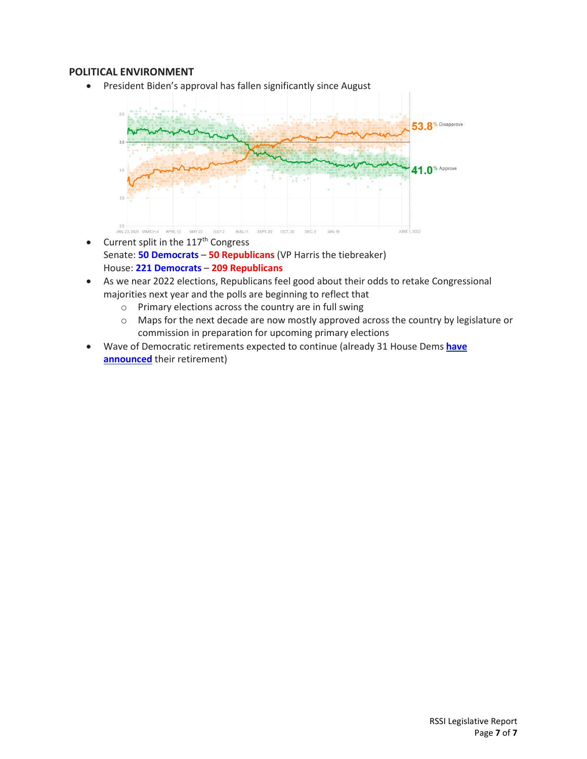## POLITICAL ENVIRONMENT

- President Biden's approval has fallen significantly since August

60
50
40
30
20
JAN. 23, 2021 MARCH 4 APRIL 13 MAY 23 JULY 2 AUG. 11 SEPT. 20 OCT. 30 DEC. 9 JAN. 18 JUNE 1, 2022
53.8% Disapprove
41.0% Approve

- Current split in the 117th Congress
  Senate: **50 Democrats** – **50 Republicans** (VP Harris the tiebreaker)
  House: **221 Democrats** – **209 Republicans**
- As we near 2022 elections, Republicans feel good about their odds to retake Congressional majorities next year and the polls are beginning to reflect that
  - Primary elections across the country are in full swing
  - Maps for the next decade are now mostly approved across the country by legislature or commission in preparation for upcoming primary elections
- Wave of Democratic retirements expected to continue (already 31 House Dems **have announced** their retirement)